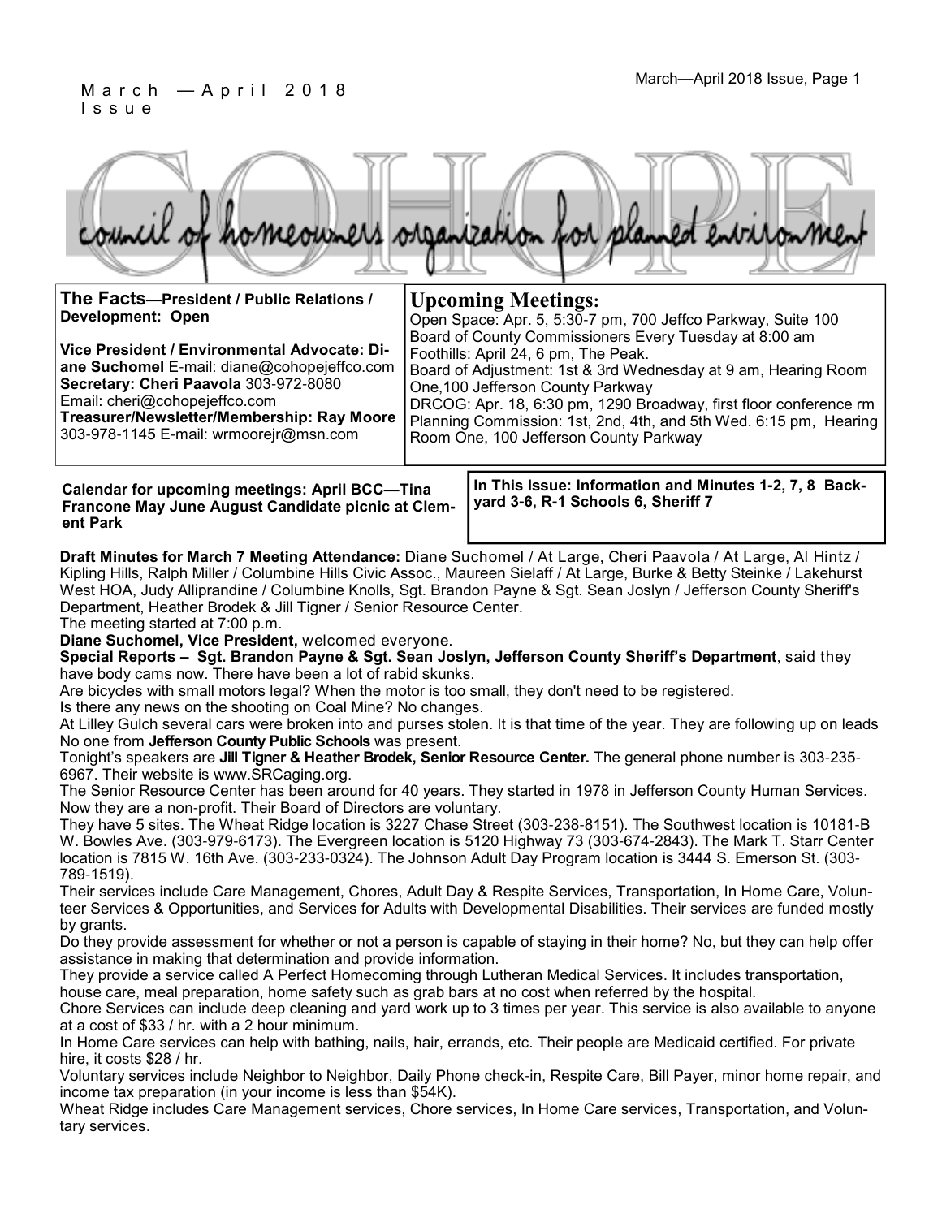March —April 2018 Issue

# COHOPE

council of homeowners organization for planned environment

**The Facts—President / Public Relations / Development: Open**

**Vice President / Environmental Advocate: Diane Suchomel** E-mail: diane@cohopejeffco.com
**Secretary: Cheri Paavola** 303-972-8080
Email: cheri@cohopejeffco.com
**Treasurer/Newsletter/Membership: Ray Moore** 303-978-1145 E-mail: wrmoorejr@msn.com

## Upcoming Meetings:

Open Space: Apr. 5, 5:30-7 pm, 700 Jeffco Parkway, Suite 100
Board of County Commissioners Every Tuesday at 8:00 am
Foothills: April 24, 6 pm, The Peak.
Board of Adjustment: 1st & 3rd Wednesday at 9 am, Hearing Room One,100 Jefferson County Parkway
DRCOG: Apr. 18, 6:30 pm, 1290 Broadway, first floor conference rm
Planning Commission: 1st, 2nd, 4th, and 5th Wed. 6:15 pm, Hearing Room One, 100 Jefferson County Parkway

**Calendar for upcoming meetings: April BCC—Tina Francone May June August Candidate picnic at Clement Park**

**In This Issue: Information and Minutes 1-2, 7, 8 Backyard 3-6, R-1 Schools 6, Sheriff 7**

**Draft Minutes for March 7 Meeting Attendance:** Diane Suchomel / At Large, Cheri Paavola / At Large, Al Hintz / Kipling Hills, Ralph Miller / Columbine Hills Civic Assoc., Maureen Sielaff / At Large, Burke & Betty Steinke / Lakehurst West HOA, Judy Alliprandine / Columbine Knolls, Sgt. Brandon Payne & Sgt. Sean Joslyn / Jefferson County Sheriff's Department, Heather Brodek & Jill Tigner / Senior Resource Center.

The meeting started at 7:00 p.m.

**Diane Suchomel, Vice President,** welcomed everyone.

**Special Reports – Sgt. Brandon Payne & Sgt. Sean Joslyn, Jefferson County Sheriff's Department**, said they have body cams now. There have been a lot of rabid skunks.

Are bicycles with small motors legal? When the motor is too small, they don't need to be registered.

Is there any news on the shooting on Coal Mine? No changes.

At Lilley Gulch several cars were broken into and purses stolen. It is that time of the year. They are following up on leads

No one from **Jefferson County Public Schools** was present.

Tonight's speakers are **Jill Tigner & Heather Brodek, Senior Resource Center.** The general phone number is 303-235-6967. Their website is www.SRCaging.org.

The Senior Resource Center has been around for 40 years. They started in 1978 in Jefferson County Human Services. Now they are a non-profit. Their Board of Directors are voluntary.

They have 5 sites. The Wheat Ridge location is 3227 Chase Street (303-238-8151). The Southwest location is 10181-B W. Bowles Ave. (303-979-6173). The Evergreen location is 5120 Highway 73 (303-674-2843). The Mark T. Starr Center location is 7815 W. 16th Ave. (303-233-0324). The Johnson Adult Day Program location is 3444 S. Emerson St. (303-789-1519).

Their services include Care Management, Chores, Adult Day & Respite Services, Transportation, In Home Care, Volunteer Services & Opportunities, and Services for Adults with Developmental Disabilities. Their services are funded mostly by grants.

Do they provide assessment for whether or not a person is capable of staying in their home? No, but they can help offer assistance in making that determination and provide information.

They provide a service called A Perfect Homecoming through Lutheran Medical Services. It includes transportation, house care, meal preparation, home safety such as grab bars at no cost when referred by the hospital.

Chore Services can include deep cleaning and yard work up to 3 times per year. This service is also available to anyone at a cost of $33 / hr. with a 2 hour minimum.

In Home Care services can help with bathing, nails, hair, errands, etc. Their people are Medicaid certified. For private hire, it costs $28 / hr.

Voluntary services include Neighbor to Neighbor, Daily Phone check-in, Respite Care, Bill Payer, minor home repair, and income tax preparation (in your income is less than $54K).

Wheat Ridge includes Care Management services, Chore services, In Home Care services, Transportation, and Voluntary services.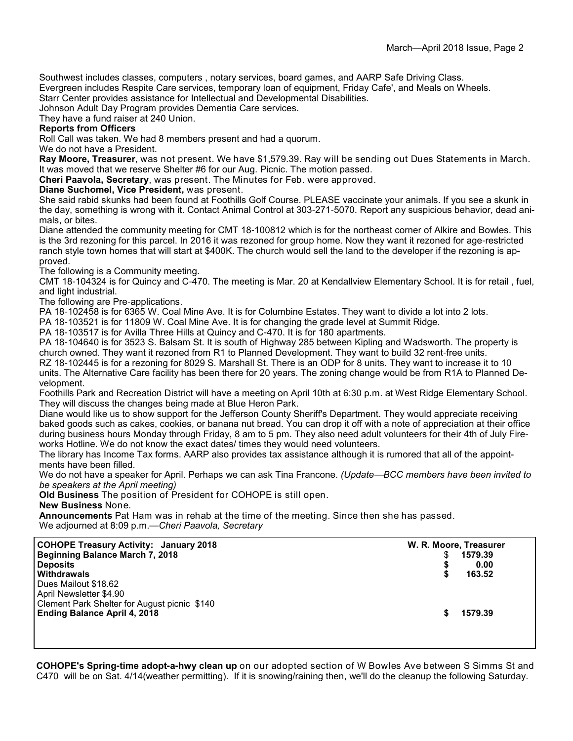Southwest includes classes, computers , notary services, board games, and AARP Safe Driving Class.
Evergreen includes Respite Care services, temporary loan of equipment, Friday Cafe', and Meals on Wheels.
Starr Center provides assistance for Intellectual and Developmental Disabilities.
Johnson Adult Day Program provides Dementia Care services.
They have a fund raiser at 240 Union.

**Reports from Officers**

Roll Call was taken. We had 8 members present and had a quorum.
We do not have a President.

**Ray Moore, Treasurer**, was not present. We have $1,579.39. Ray will be sending out Dues Statements in March. It was moved that we reserve Shelter #6 for our Aug. Picnic. The motion passed.

**Cheri Paavola, Secretary**, was present. The Minutes for Feb. were approved.

**Diane Suchomel, Vice President,** was present.

She said rabid skunks had been found at Foothills Golf Course. PLEASE vaccinate your animals. If you see a skunk in the day, something is wrong with it. Contact Animal Control at 303-271-5070. Report any suspicious behavior, dead animals, or bites.

Diane attended the community meeting for CMT 18-100812 which is for the northeast corner of Alkire and Bowles. This is the 3rd rezoning for this parcel. In 2016 it was rezoned for group home. Now they want it rezoned for age-restricted ranch style town homes that will start at $400K. The church would sell the land to the developer if the rezoning is approved.

The following is a Community meeting.

CMT 18-104324 is for Quincy and C-470. The meeting is Mar. 20 at Kendallview Elementary School. It is for retail , fuel, and light industrial.

The following are Pre-applications.

PA 18-102458 is for 6365 W. Coal Mine Ave. It is for Columbine Estates. They want to divide a lot into 2 lots.
PA 18-103521 is for 11809 W. Coal Mine Ave. It is for changing the grade level at Summit Ridge.
PA 18-103517 is for Avilla Three Hills at Quincy and C-470. It is for 180 apartments.
PA 18-104640 is for 3523 S. Balsam St. It is south of Highway 285 between Kipling and Wadsworth. The property is church owned. They want it rezoned from R1 to Planned Development. They want to build 32 rent-free units.
RZ 18-102445 is for a rezoning for 8029 S. Marshall St. There is an ODP for 8 units. They want to increase it to 10 units. The Alternative Care facility has been there for 20 years. The zoning change would be from R1A to Planned Development.

Foothills Park and Recreation District will have a meeting on April 10th at 6:30 p.m. at West Ridge Elementary School. They will discuss the changes being made at Blue Heron Park.

Diane would like us to show support for the Jefferson County Sheriff's Department. They would appreciate receiving baked goods such as cakes, cookies, or banana nut bread. You can drop it off with a note of appreciation at their office during business hours Monday through Friday, 8 am to 5 pm. They also need adult volunteers for their 4th of July Fireworks Hotline. We do not know the exact dates/ times they would need volunteers.

The library has Income Tax forms. AARP also provides tax assistance although it is rumored that all of the appointments have been filled.

We do not have a speaker for April. Perhaps we can ask Tina Francone. *(Update—BCC members have been invited to be speakers at the April meeting)*

**Old Business** The position of President for COHOPE is still open.

**New Business** None.

**Announcements** Pat Ham was in rehab at the time of the meeting. Since then she has passed.

We adjourned at 8:09 p.m.—*Cheri Paavola, Secretary*

| **COHOPE Treasury Activity: January 2018** | **W. R. Moore, Treasurer** |
|---|---|
| **Beginning Balance March 7, 2018** | $ **1579.39** |
| **Deposits** | **$ 0.00** |
| **Withdrawals** | **$ 163.52** |
| Dues Mailout $18.62 | |
| April Newsletter $4.90 | |
| Clement Park Shelter for August picnic $140 | |
| **Ending Balance April 4, 2018** | **$ 1579.39** |

**COHOPE's Spring-time adopt-a-hwy clean up** on our adopted section of W Bowles Ave between S Simms St and C470 will be on Sat. 4/14(weather permitting). If it is snowing/raining then, we'll do the cleanup the following Saturday.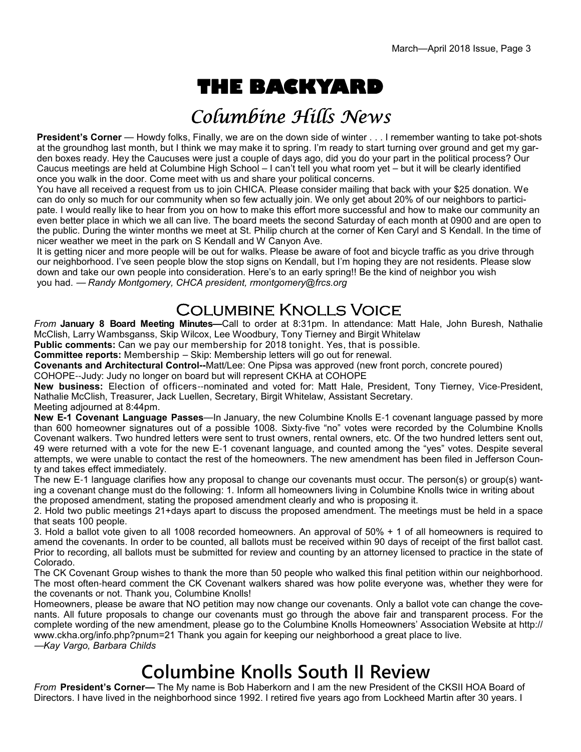# THE BACKYARD

## Columbine Hills News

**President's Corner** — Howdy folks, Finally, we are on the down side of winter . . . I remember wanting to take pot-shots at the groundhog last month, but I think we may make it to spring. I'm ready to start turning over ground and get my garden boxes ready. Hey the Caucuses were just a couple of days ago, did you do your part in the political process? Our Caucus meetings are held at Columbine High School – I can't tell you what room yet – but it will be clearly identified once you walk in the door. Come meet with us and share your political concerns.

You have all received a request from us to join CHICA. Please consider mailing that back with your $25 donation. We can do only so much for our community when so few actually join. We only get about 20% of our neighbors to participate. I would really like to hear from you on how to make this effort more successful and how to make our community an even better place in which we all can live. The board meets the second Saturday of each month at 0900 and are open to the public. During the winter months we meet at St. Philip church at the corner of Ken Caryl and S Kendall. In the time of nicer weather we meet in the park on S Kendall and W Canyon Ave.

It is getting nicer and more people will be out for walks. Please be aware of foot and bicycle traffic as you drive through our neighborhood. I've seen people blow the stop signs on Kendall, but I'm hoping they are not residents. Please slow down and take our own people into consideration. Here's to an early spring!! Be the kind of neighbor you wish you had. — *Randy Montgomery, CHCA president, rmontgomery@frcs.org*

## Columbine Knolls Voice

*From* **January 8 Board Meeting Minutes—**Call to order at 8:31pm. In attendance: Matt Hale, John Buresh, Nathalie McClish, Larry Wambsganss, Skip Wilcox, Lee Woodbury, Tony Tierney and Birgit Whitelaw

**Public comments:** Can we pay our membership for 2018 tonight. Yes, that is possible.

**Committee reports:** Membership – Skip: Membership letters will go out for renewal.

**Covenants and Architectural Control--**Matt/Lee: One Pipsa was approved (new front porch, concrete poured)

COHOPE--Judy: Judy no longer on board but will represent CKHA at COHOPE

**New business:** Election of officers--nominated and voted for: Matt Hale, President, Tony Tierney, Vice-President, Nathalie McClish, Treasurer, Jack Luellen, Secretary, Birgit Whitelaw, Assistant Secretary.

Meeting adjourned at 8:44pm.

**New E-1 Covenant Language Passes**—In January, the new Columbine Knolls E-1 covenant language passed by more than 600 homeowner signatures out of a possible 1008. Sixty-five "no" votes were recorded by the Columbine Knolls Covenant walkers. Two hundred letters were sent to trust owners, rental owners, etc. Of the two hundred letters sent out, 49 were returned with a vote for the new E-1 covenant language, and counted among the "yes" votes. Despite several attempts, we were unable to contact the rest of the homeowners. The new amendment has been filed in Jefferson County and takes effect immediately.

The new E-1 language clarifies how any proposal to change our covenants must occur. The person(s) or group(s) wanting a covenant change must do the following: 1. Inform all homeowners living in Columbine Knolls twice in writing about the proposed amendment, stating the proposed amendment clearly and who is proposing it.

2. Hold two public meetings 21+days apart to discuss the proposed amendment. The meetings must be held in a space that seats 100 people.

3. Hold a ballot vote given to all 1008 recorded homeowners. An approval of 50% + 1 of all homeowners is required to amend the covenants. In order to be counted, all ballots must be received within 90 days of receipt of the first ballot cast. Prior to recording, all ballots must be submitted for review and counting by an attorney licensed to practice in the state of Colorado.

The CK Covenant Group wishes to thank the more than 50 people who walked this final petition within our neighborhood. The most often-heard comment the CK Covenant walkers shared was how polite everyone was, whether they were for the covenants or not. Thank you, Columbine Knolls!

Homeowners, please be aware that NO petition may now change our covenants. Only a ballot vote can change the covenants. All future proposals to change our covenants must go through the above fair and transparent process. For the complete wording of the new amendment, please go to the Columbine Knolls Homeowners' Association Website at http://www.ckha.org/info.php?pnum=21 Thank you again for keeping our neighborhood a great place to live.

*—Kay Vargo, Barbara Childs*

## Columbine Knolls South II Review

*From* **President's Corner—** The My name is Bob Haberkorn and I am the new President of the CKSII HOA Board of Directors. I have lived in the neighborhood since 1992. I retired five years ago from Lockheed Martin after 30 years. I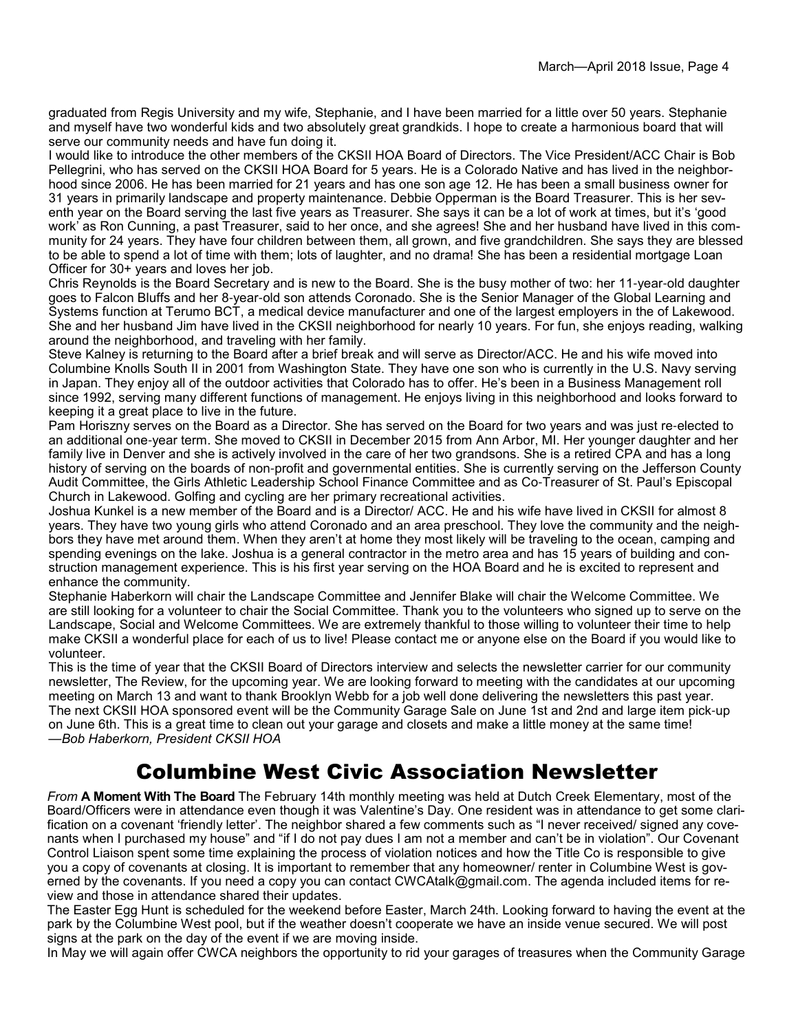graduated from Regis University and my wife, Stephanie, and I have been married for a little over 50 years. Stephanie and myself have two wonderful kids and two absolutely great grandkids. I hope to create a harmonious board that will serve our community needs and have fun doing it.

I would like to introduce the other members of the CKSII HOA Board of Directors. The Vice President/ACC Chair is Bob Pellegrini, who has served on the CKSII HOA Board for 5 years. He is a Colorado Native and has lived in the neighborhood since 2006. He has been married for 21 years and has one son age 12. He has been a small business owner for 31 years in primarily landscape and property maintenance. Debbie Opperman is the Board Treasurer. This is her seventh year on the Board serving the last five years as Treasurer. She says it can be a lot of work at times, but it's 'good work' as Ron Cunning, a past Treasurer, said to her once, and she agrees! She and her husband have lived in this community for 24 years. They have four children between them, all grown, and five grandchildren. She says they are blessed to be able to spend a lot of time with them; lots of laughter, and no drama! She has been a residential mortgage Loan Officer for 30+ years and loves her job.

Chris Reynolds is the Board Secretary and is new to the Board. She is the busy mother of two: her 11-year-old daughter goes to Falcon Bluffs and her 8-year-old son attends Coronado. She is the Senior Manager of the Global Learning and Systems function at Terumo BCT, a medical device manufacturer and one of the largest employers in the of Lakewood. She and her husband Jim have lived in the CKSII neighborhood for nearly 10 years. For fun, she enjoys reading, walking around the neighborhood, and traveling with her family.

Steve Kalney is returning to the Board after a brief break and will serve as Director/ACC. He and his wife moved into Columbine Knolls South II in 2001 from Washington State. They have one son who is currently in the U.S. Navy serving in Japan. They enjoy all of the outdoor activities that Colorado has to offer. He's been in a Business Management roll since 1992, serving many different functions of management. He enjoys living in this neighborhood and looks forward to keeping it a great place to live in the future.

Pam Horiszny serves on the Board as a Director. She has served on the Board for two years and was just re-elected to an additional one-year term. She moved to CKSII in December 2015 from Ann Arbor, MI. Her younger daughter and her family live in Denver and she is actively involved in the care of her two grandsons. She is a retired CPA and has a long history of serving on the boards of non-profit and governmental entities. She is currently serving on the Jefferson County Audit Committee, the Girls Athletic Leadership School Finance Committee and as Co-Treasurer of St. Paul's Episcopal Church in Lakewood. Golfing and cycling are her primary recreational activities.

Joshua Kunkel is a new member of the Board and is a Director/ ACC. He and his wife have lived in CKSII for almost 8 years. They have two young girls who attend Coronado and an area preschool. They love the community and the neighbors they have met around them. When they aren't at home they most likely will be traveling to the ocean, camping and spending evenings on the lake. Joshua is a general contractor in the metro area and has 15 years of building and construction management experience. This is his first year serving on the HOA Board and he is excited to represent and enhance the community.

Stephanie Haberkorn will chair the Landscape Committee and Jennifer Blake will chair the Welcome Committee. We are still looking for a volunteer to chair the Social Committee. Thank you to the volunteers who signed up to serve on the Landscape, Social and Welcome Committees. We are extremely thankful to those willing to volunteer their time to help make CKSII a wonderful place for each of us to live! Please contact me or anyone else on the Board if you would like to volunteer.

This is the time of year that the CKSII Board of Directors interview and selects the newsletter carrier for our community newsletter, The Review, for the upcoming year. We are looking forward to meeting with the candidates at our upcoming meeting on March 13 and want to thank Brooklyn Webb for a job well done delivering the newsletters this past year.

The next CKSII HOA sponsored event will be the Community Garage Sale on June 1st and 2nd and large item pick-up on June 6th. This is a great time to clean out your garage and closets and make a little money at the same time!

*—Bob Haberkorn, President CKSII HOA*

# Columbine West Civic Association Newsletter

*From* **A Moment With The Board** The February 14th monthly meeting was held at Dutch Creek Elementary, most of the Board/Officers were in attendance even though it was Valentine's Day. One resident was in attendance to get some clarification on a covenant 'friendly letter'. The neighbor shared a few comments such as "I never received/ signed any covenants when I purchased my house" and "if I do not pay dues I am not a member and can't be in violation". Our Covenant Control Liaison spent some time explaining the process of violation notices and how the Title Co is responsible to give you a copy of covenants at closing. It is important to remember that any homeowner/ renter in Columbine West is governed by the covenants. If you need a copy you can contact CWCAtalk@gmail.com. The agenda included items for review and those in attendance shared their updates.

The Easter Egg Hunt is scheduled for the weekend before Easter, March 24th. Looking forward to having the event at the park by the Columbine West pool, but if the weather doesn't cooperate we have an inside venue secured. We will post signs at the park on the day of the event if we are moving inside.

In May we will again offer CWCA neighbors the opportunity to rid your garages of treasures when the Community Garage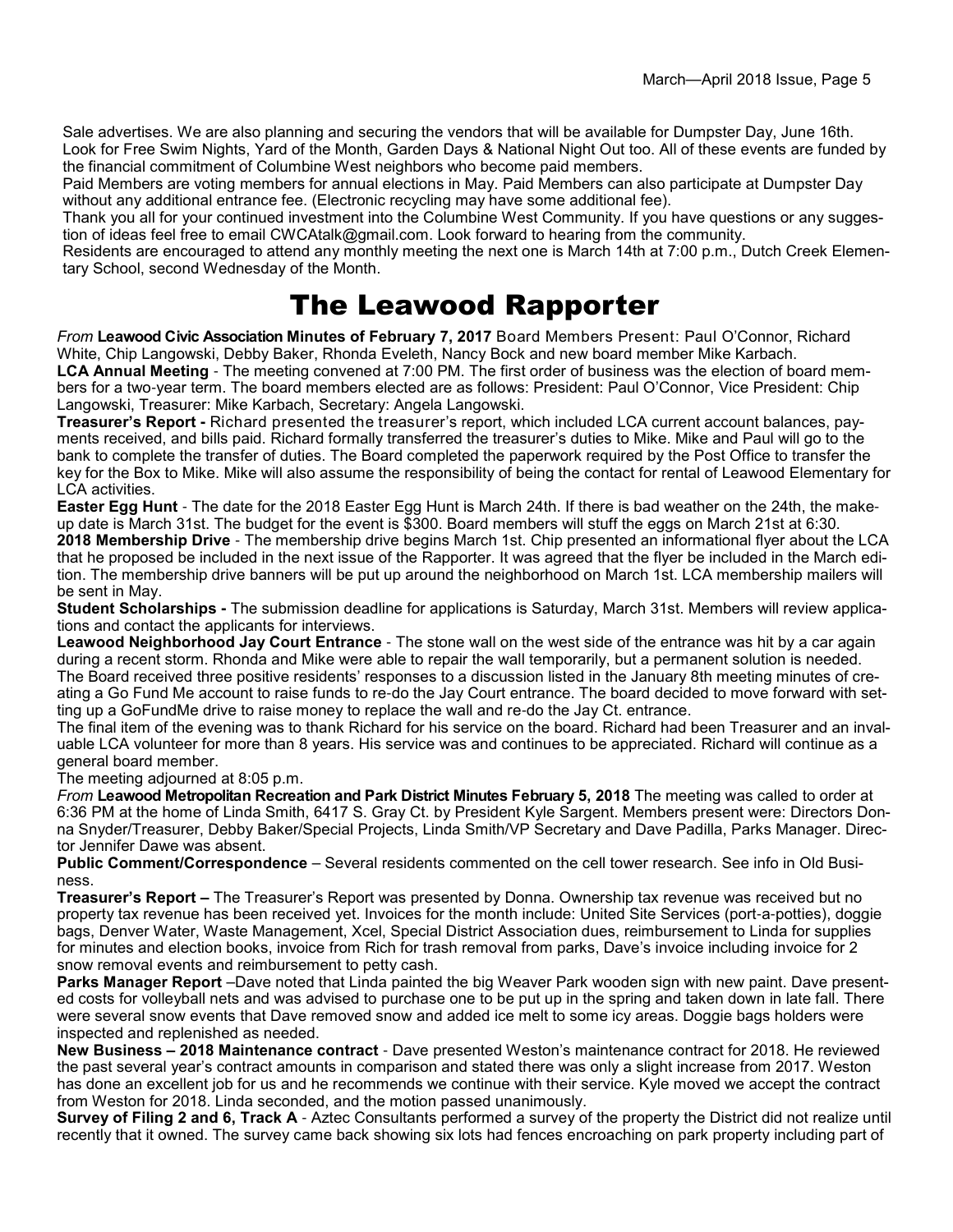Sale advertises. We are also planning and securing the vendors that will be available for Dumpster Day, June 16th. Look for Free Swim Nights, Yard of the Month, Garden Days & National Night Out too. All of these events are funded by the financial commitment of Columbine West neighbors who become paid members.

Paid Members are voting members for annual elections in May. Paid Members can also participate at Dumpster Day without any additional entrance fee. (Electronic recycling may have some additional fee).

Thank you all for your continued investment into the Columbine West Community. If you have questions or any suggestion of ideas feel free to email CWCAtalk@gmail.com. Look forward to hearing from the community.

Residents are encouraged to attend any monthly meeting the next one is March 14th at 7:00 p.m., Dutch Creek Elementary School, second Wednesday of the Month.

# The Leawood Rapporter

*From* **Leawood Civic Association Minutes of February 7, 2017** Board Members Present: Paul O'Connor, Richard White, Chip Langowski, Debby Baker, Rhonda Eveleth, Nancy Bock and new board member Mike Karbach.

**LCA Annual Meeting** - The meeting convened at 7:00 PM. The first order of business was the election of board members for a two-year term. The board members elected are as follows: President: Paul O'Connor, Vice President: Chip Langowski, Treasurer: Mike Karbach, Secretary: Angela Langowski.

**Treasurer's Report -** Richard presented the treasurer's report, which included LCA current account balances, payments received, and bills paid. Richard formally transferred the treasurer's duties to Mike. Mike and Paul will go to the bank to complete the transfer of duties. The Board completed the paperwork required by the Post Office to transfer the key for the Box to Mike. Mike will also assume the responsibility of being the contact for rental of Leawood Elementary for LCA activities.

**Easter Egg Hunt** - The date for the 2018 Easter Egg Hunt is March 24th. If there is bad weather on the 24th, the make-up date is March 31st. The budget for the event is $300. Board members will stuff the eggs on March 21st at 6:30.

**2018 Membership Drive** - The membership drive begins March 1st. Chip presented an informational flyer about the LCA that he proposed be included in the next issue of the Rapporter. It was agreed that the flyer be included in the March edition. The membership drive banners will be put up around the neighborhood on March 1st. LCA membership mailers will be sent in May.

**Student Scholarships -** The submission deadline for applications is Saturday, March 31st. Members will review applications and contact the applicants for interviews.

**Leawood Neighborhood Jay Court Entrance** - The stone wall on the west side of the entrance was hit by a car again during a recent storm. Rhonda and Mike were able to repair the wall temporarily, but a permanent solution is needed. The Board received three positive residents' responses to a discussion listed in the January 8th meeting minutes of creating a Go Fund Me account to raise funds to re-do the Jay Court entrance. The board decided to move forward with setting up a GoFundMe drive to raise money to replace the wall and re-do the Jay Ct. entrance.

The final item of the evening was to thank Richard for his service on the board. Richard had been Treasurer and an invaluable LCA volunteer for more than 8 years. His service was and continues to be appreciated. Richard will continue as a general board member.

The meeting adjourned at 8:05 p.m.

*From* **Leawood Metropolitan Recreation and Park District Minutes February 5, 2018** The meeting was called to order at 6:36 PM at the home of Linda Smith, 6417 S. Gray Ct. by President Kyle Sargent. Members present were: Directors Donna Snyder/Treasurer, Debby Baker/Special Projects, Linda Smith/VP Secretary and Dave Padilla, Parks Manager. Director Jennifer Dawe was absent.

**Public Comment/Correspondence** – Several residents commented on the cell tower research. See info in Old Business.

**Treasurer's Report –** The Treasurer's Report was presented by Donna. Ownership tax revenue was received but no property tax revenue has been received yet. Invoices for the month include: United Site Services (port-a-potties), doggie bags, Denver Water, Waste Management, Xcel, Special District Association dues, reimbursement to Linda for supplies for minutes and election books, invoice from Rich for trash removal from parks, Dave's invoice including invoice for 2 snow removal events and reimbursement to petty cash.

**Parks Manager Report** –Dave noted that Linda painted the big Weaver Park wooden sign with new paint. Dave presented costs for volleyball nets and was advised to purchase one to be put up in the spring and taken down in late fall. There were several snow events that Dave removed snow and added ice melt to some icy areas. Doggie bags holders were inspected and replenished as needed.

**New Business – 2018 Maintenance contract** - Dave presented Weston's maintenance contract for 2018. He reviewed the past several year's contract amounts in comparison and stated there was only a slight increase from 2017. Weston has done an excellent job for us and he recommends we continue with their service. Kyle moved we accept the contract from Weston for 2018. Linda seconded, and the motion passed unanimously.

**Survey of Filing 2 and 6, Track A** - Aztec Consultants performed a survey of the property the District did not realize until recently that it owned. The survey came back showing six lots had fences encroaching on park property including part of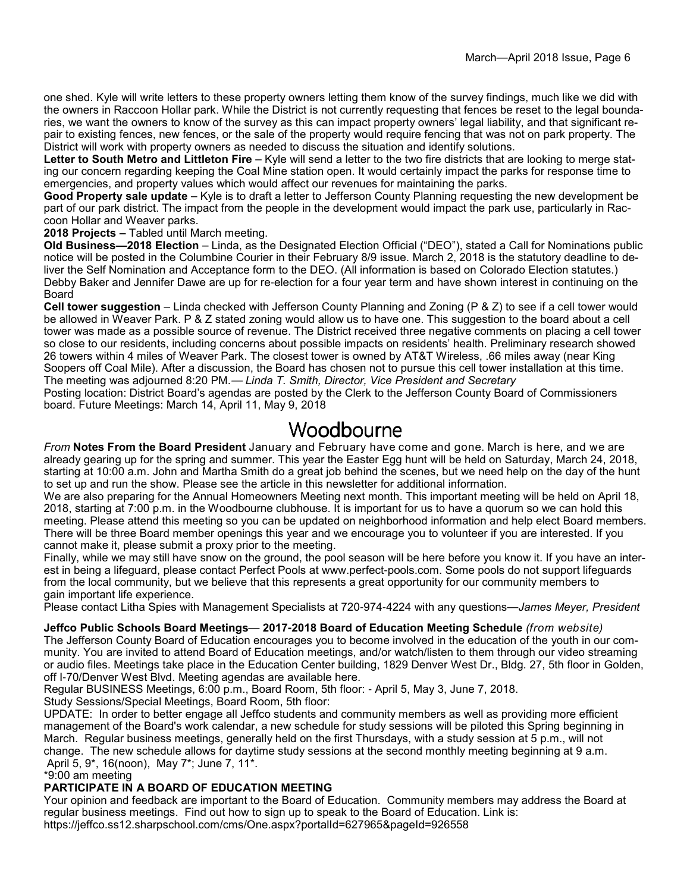one shed. Kyle will write letters to these property owners letting them know of the survey findings, much like we did with the owners in Raccoon Hollar park. While the District is not currently requesting that fences be reset to the legal boundaries, we want the owners to know of the survey as this can impact property owners' legal liability, and that significant repair to existing fences, new fences, or the sale of the property would require fencing that was not on park property. The District will work with property owners as needed to discuss the situation and identify solutions.

**Letter to South Metro and Littleton Fire** – Kyle will send a letter to the two fire districts that are looking to merge stating our concern regarding keeping the Coal Mine station open. It would certainly impact the parks for response time to emergencies, and property values which would affect our revenues for maintaining the parks.

**Good Property sale update** – Kyle is to draft a letter to Jefferson County Planning requesting the new development be part of our park district. The impact from the people in the development would impact the park use, particularly in Raccoon Hollar and Weaver parks.

**2018 Projects –** Tabled until March meeting.

**Old Business—2018 Election** – Linda, as the Designated Election Official ("DEO"), stated a Call for Nominations public notice will be posted in the Columbine Courier in their February 8/9 issue. March 2, 2018 is the statutory deadline to deliver the Self Nomination and Acceptance form to the DEO. (All information is based on Colorado Election statutes.) Debby Baker and Jennifer Dawe are up for re-election for a four year term and have shown interest in continuing on the Board

**Cell tower suggestion** – Linda checked with Jefferson County Planning and Zoning (P & Z) to see if a cell tower would be allowed in Weaver Park. P & Z stated zoning would allow us to have one. This suggestion to the board about a cell tower was made as a possible source of revenue. The District received three negative comments on placing a cell tower so close to our residents, including concerns about possible impacts on residents' health. Preliminary research showed 26 towers within 4 miles of Weaver Park. The closest tower is owned by AT&T Wireless, .66 miles away (near King Soopers off Coal Mile). After a discussion, the Board has chosen not to pursue this cell tower installation at this time. The meeting was adjourned 8:20 PM.— *Linda T. Smith, Director, Vice President and Secretary*

Posting location: District Board's agendas are posted by the Clerk to the Jefferson County Board of Commissioners board. Future Meetings: March 14, April 11, May 9, 2018

# Woodbourne

*From* **Notes From the Board President** January and February have come and gone. March is here, and we are already gearing up for the spring and summer. This year the Easter Egg hunt will be held on Saturday, March 24, 2018, starting at 10:00 a.m. John and Martha Smith do a great job behind the scenes, but we need help on the day of the hunt to set up and run the show. Please see the article in this newsletter for additional information.

We are also preparing for the Annual Homeowners Meeting next month. This important meeting will be held on April 18, 2018, starting at 7:00 p.m. in the Woodbourne clubhouse. It is important for us to have a quorum so we can hold this meeting. Please attend this meeting so you can be updated on neighborhood information and help elect Board members. There will be three Board member openings this year and we encourage you to volunteer if you are interested. If you cannot make it, please submit a proxy prior to the meeting.

Finally, while we may still have snow on the ground, the pool season will be here before you know it. If you have an interest in being a lifeguard, please contact Perfect Pools at www.perfect-pools.com. Some pools do not support lifeguards from the local community, but we believe that this represents a great opportunity for our community members to gain important life experience.

Please contact Litha Spies with Management Specialists at 720-974-4224 with any questions—*James Meyer, President*

**Jeffco Public Schools Board Meetings**— **2017-2018 Board of Education Meeting Schedule** *(from website)*

The Jefferson County Board of Education encourages you to become involved in the education of the youth in our community. You are invited to attend Board of Education meetings, and/or watch/listen to them through our video streaming or audio files. Meetings take place in the Education Center building, 1829 Denver West Dr., Bldg. 27, 5th floor in Golden, off I-70/Denver West Blvd. Meeting agendas are available here.

Regular BUSINESS Meetings, 6:00 p.m., Board Room, 5th floor: - April 5, May 3, June 7, 2018.

Study Sessions/Special Meetings, Board Room, 5th floor:

UPDATE: In order to better engage all Jeffco students and community members as well as providing more efficient management of the Board's work calendar, a new schedule for study sessions will be piloted this Spring beginning in March. Regular business meetings, generally held on the first Thursdays, with a study session at 5 p.m., will not change. The new schedule allows for daytime study sessions at the second monthly meeting beginning at 9 a.m. April 5, 9*, 16(noon), May 7*; June 7, 11*.

*9:00 am meeting

**PARTICIPATE IN A BOARD OF EDUCATION MEETING**

Your opinion and feedback are important to the Board of Education. Community members may address the Board at regular business meetings. Find out how to sign up to speak to the Board of Education. Link is: https://jeffco.ss12.sharpschool.com/cms/One.aspx?portalId=627965&pageId=926558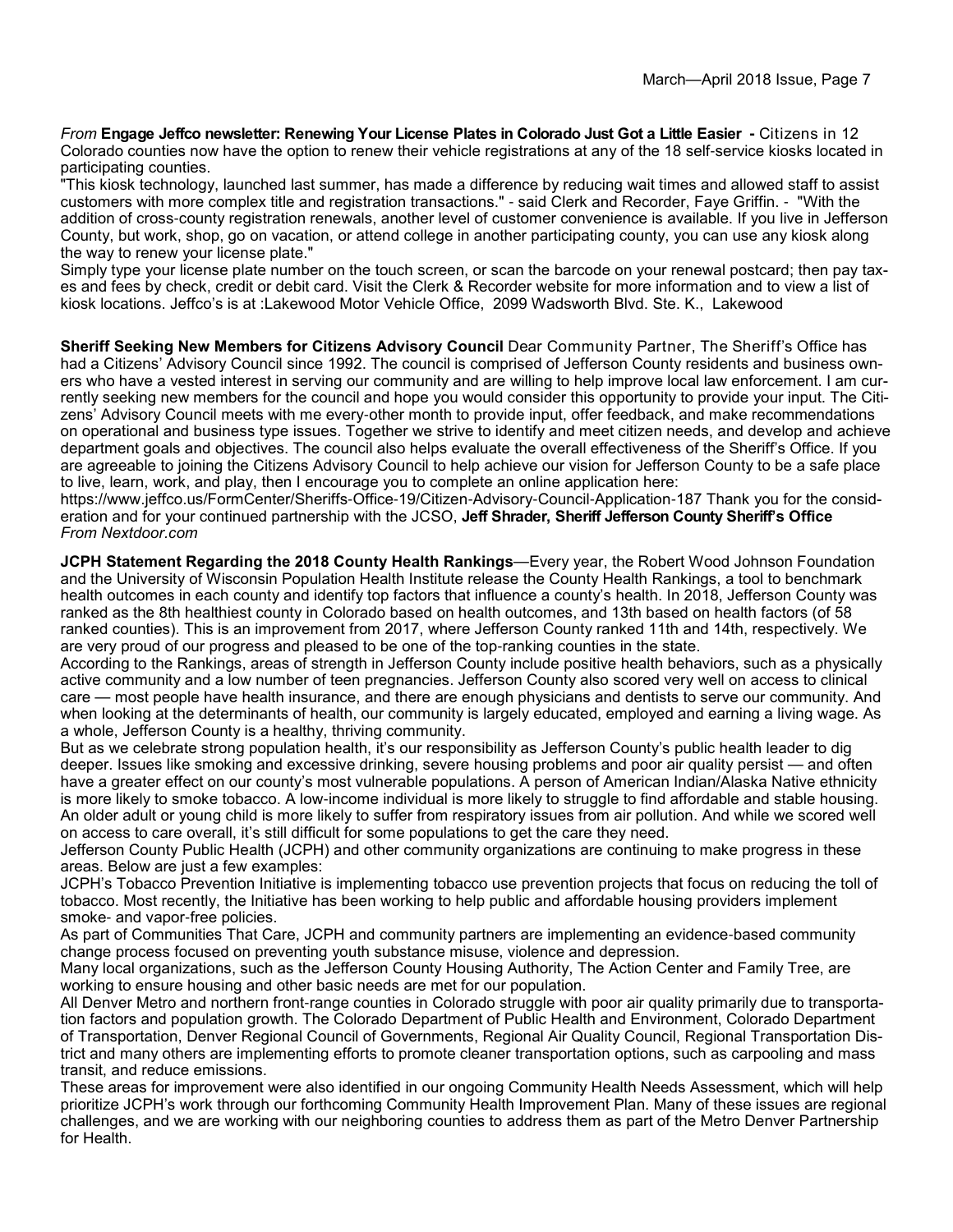*From* **Engage Jeffco newsletter: Renewing Your License Plates in Colorado Just Got a Little Easier -** Citizens in 12 Colorado counties now have the option to renew their vehicle registrations at any of the 18 self-service kiosks located in participating counties.

"This kiosk technology, launched last summer, has made a difference by reducing wait times and allowed staff to assist customers with more complex title and registration transactions." - said Clerk and Recorder, Faye Griffin. - "With the addition of cross-county registration renewals, another level of customer convenience is available. If you live in Jefferson County, but work, shop, go on vacation, or attend college in another participating county, you can use any kiosk along the way to renew your license plate."

Simply type your license plate number on the touch screen, or scan the barcode on your renewal postcard; then pay taxes and fees by check, credit or debit card. Visit the Clerk & Recorder website for more information and to view a list of kiosk locations. Jeffco's is at :Lakewood Motor Vehicle Office, 2099 Wadsworth Blvd. Ste. K., Lakewood

**Sheriff Seeking New Members for Citizens Advisory Council** Dear Community Partner, The Sheriff's Office has had a Citizens' Advisory Council since 1992. The council is comprised of Jefferson County residents and business owners who have a vested interest in serving our community and are willing to help improve local law enforcement. I am currently seeking new members for the council and hope you would consider this opportunity to provide your input. The Citizens' Advisory Council meets with me every-other month to provide input, offer feedback, and make recommendations on operational and business type issues. Together we strive to identify and meet citizen needs, and develop and achieve department goals and objectives. The council also helps evaluate the overall effectiveness of the Sheriff's Office. If you are agreeable to joining the Citizens Advisory Council to help achieve our vision for Jefferson County to be a safe place to live, learn, work, and play, then I encourage you to complete an online application here: https://www.jeffco.us/FormCenter/Sheriffs-Office-19/Citizen-Advisory-Council-Application-187 Thank you for the consideration and for your continued partnership with the JCSO, **Jeff Shrader, Sheriff Jefferson County Sheriff's Office**
*From Nextdoor.com*

**JCPH Statement Regarding the 2018 County Health Rankings**—Every year, the Robert Wood Johnson Foundation and the University of Wisconsin Population Health Institute release the County Health Rankings, a tool to benchmark health outcomes in each county and identify top factors that influence a county's health. In 2018, Jefferson County was ranked as the 8th healthiest county in Colorado based on health outcomes, and 13th based on health factors (of 58 ranked counties). This is an improvement from 2017, where Jefferson County ranked 11th and 14th, respectively. We are very proud of our progress and pleased to be one of the top-ranking counties in the state.

According to the Rankings, areas of strength in Jefferson County include positive health behaviors, such as a physically active community and a low number of teen pregnancies. Jefferson County also scored very well on access to clinical care — most people have health insurance, and there are enough physicians and dentists to serve our community. And when looking at the determinants of health, our community is largely educated, employed and earning a living wage. As a whole, Jefferson County is a healthy, thriving community.

But as we celebrate strong population health, it's our responsibility as Jefferson County's public health leader to dig deeper. Issues like smoking and excessive drinking, severe housing problems and poor air quality persist — and often have a greater effect on our county's most vulnerable populations. A person of American Indian/Alaska Native ethnicity is more likely to smoke tobacco. A low-income individual is more likely to struggle to find affordable and stable housing. An older adult or young child is more likely to suffer from respiratory issues from air pollution. And while we scored well on access to care overall, it's still difficult for some populations to get the care they need.

Jefferson County Public Health (JCPH) and other community organizations are continuing to make progress in these areas. Below are just a few examples:

JCPH's Tobacco Prevention Initiative is implementing tobacco use prevention projects that focus on reducing the toll of tobacco. Most recently, the Initiative has been working to help public and affordable housing providers implement smoke- and vapor-free policies.

As part of Communities That Care, JCPH and community partners are implementing an evidence-based community change process focused on preventing youth substance misuse, violence and depression.

Many local organizations, such as the Jefferson County Housing Authority, The Action Center and Family Tree, are working to ensure housing and other basic needs are met for our population.

All Denver Metro and northern front-range counties in Colorado struggle with poor air quality primarily due to transportation factors and population growth. The Colorado Department of Public Health and Environment, Colorado Department of Transportation, Denver Regional Council of Governments, Regional Air Quality Council, Regional Transportation District and many others are implementing efforts to promote cleaner transportation options, such as carpooling and mass transit, and reduce emissions.

These areas for improvement were also identified in our ongoing Community Health Needs Assessment, which will help prioritize JCPH's work through our forthcoming Community Health Improvement Plan. Many of these issues are regional challenges, and we are working with our neighboring counties to address them as part of the Metro Denver Partnership for Health.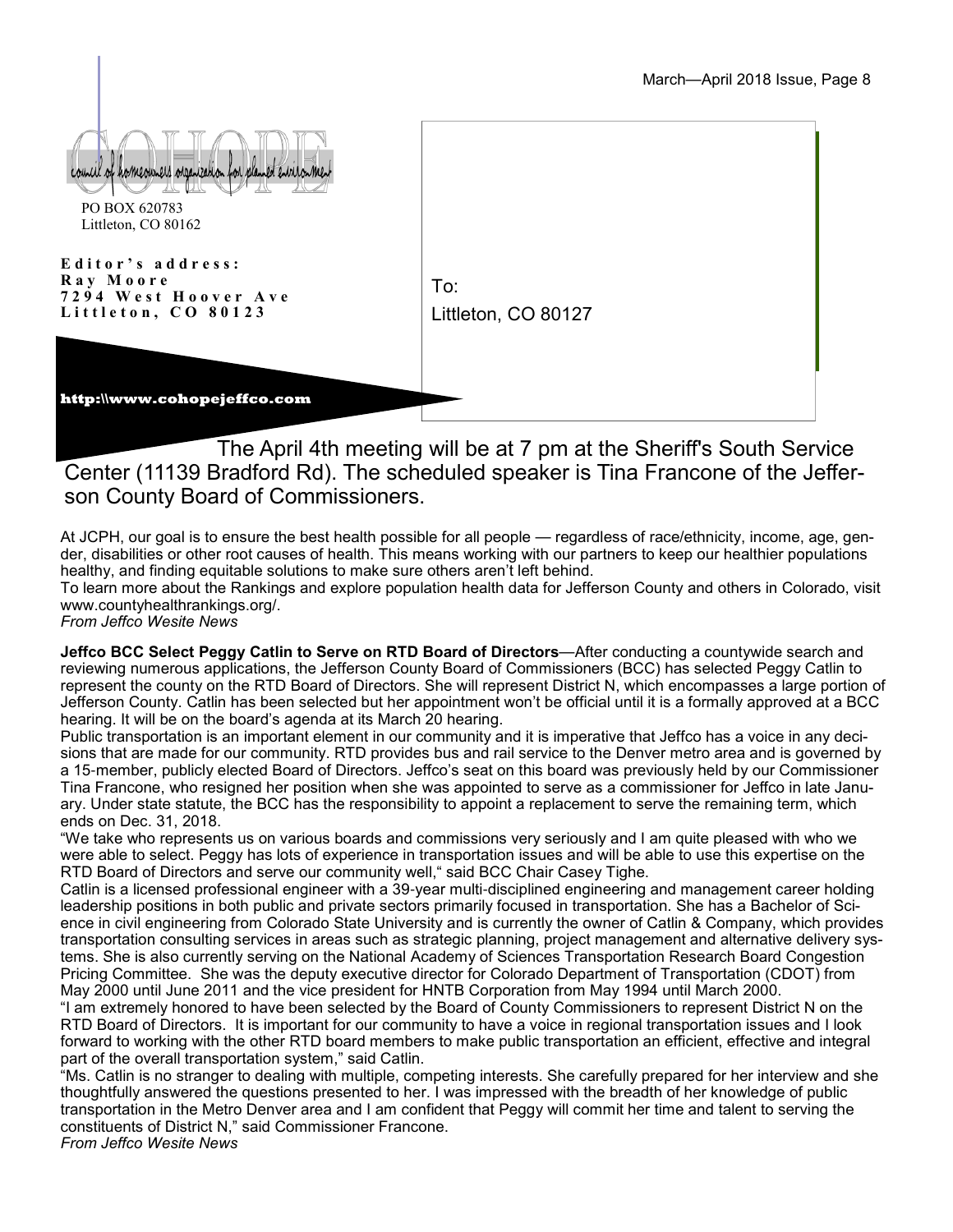council of homeowners organization for planned environment

PO BOX 620783
Littleton, CO 80162

**Editor's address:**
**Ray Moore**
**7294 West Hoover Ave**
**Littleton, CO 80123**

**http:\\www.cohopejeffco.com**

To:
Littleton, CO 80127

The April 4th meeting will be at 7 pm at the Sheriff's South Service Center (11139 Bradford Rd). The scheduled speaker is Tina Francone of the Jefferson County Board of Commissioners.

At JCPH, our goal is to ensure the best health possible for all people — regardless of race/ethnicity, income, age, gender, disabilities or other root causes of health. This means working with our partners to keep our healthier populations healthy, and finding equitable solutions to make sure others aren't left behind.

To learn more about the Rankings and explore population health data for Jefferson County and others in Colorado, visit www.countyhealthrankings.org/.

*From Jeffco Wesite News*

**Jeffco BCC Select Peggy Catlin to Serve on RTD Board of Directors**—After conducting a countywide search and reviewing numerous applications, the Jefferson County Board of Commissioners (BCC) has selected Peggy Catlin to represent the county on the RTD Board of Directors. She will represent District N, which encompasses a large portion of Jefferson County. Catlin has been selected but her appointment won't be official until it is a formally approved at a BCC hearing. It will be on the board's agenda at its March 20 hearing.

Public transportation is an important element in our community and it is imperative that Jeffco has a voice in any decisions that are made for our community. RTD provides bus and rail service to the Denver metro area and is governed by a 15-member, publicly elected Board of Directors. Jeffco's seat on this board was previously held by our Commissioner Tina Francone, who resigned her position when she was appointed to serve as a commissioner for Jeffco in late January. Under state statute, the BCC has the responsibility to appoint a replacement to serve the remaining term, which ends on Dec. 31, 2018.

"We take who represents us on various boards and commissions very seriously and I am quite pleased with who we were able to select. Peggy has lots of experience in transportation issues and will be able to use this expertise on the RTD Board of Directors and serve our community well," said BCC Chair Casey Tighe.

Catlin is a licensed professional engineer with a 39-year multi-disciplined engineering and management career holding leadership positions in both public and private sectors primarily focused in transportation. She has a Bachelor of Science in civil engineering from Colorado State University and is currently the owner of Catlin & Company, which provides transportation consulting services in areas such as strategic planning, project management and alternative delivery systems. She is also currently serving on the National Academy of Sciences Transportation Research Board Congestion Pricing Committee. She was the deputy executive director for Colorado Department of Transportation (CDOT) from May 2000 until June 2011 and the vice president for HNTB Corporation from May 1994 until March 2000.

"I am extremely honored to have been selected by the Board of County Commissioners to represent District N on the RTD Board of Directors. It is important for our community to have a voice in regional transportation issues and I look forward to working with the other RTD board members to make public transportation an efficient, effective and integral part of the overall transportation system," said Catlin.

"Ms. Catlin is no stranger to dealing with multiple, competing interests. She carefully prepared for her interview and she thoughtfully answered the questions presented to her. I was impressed with the breadth of her knowledge of public transportation in the Metro Denver area and I am confident that Peggy will commit her time and talent to serving the constituents of District N," said Commissioner Francone.

*From Jeffco Wesite News*